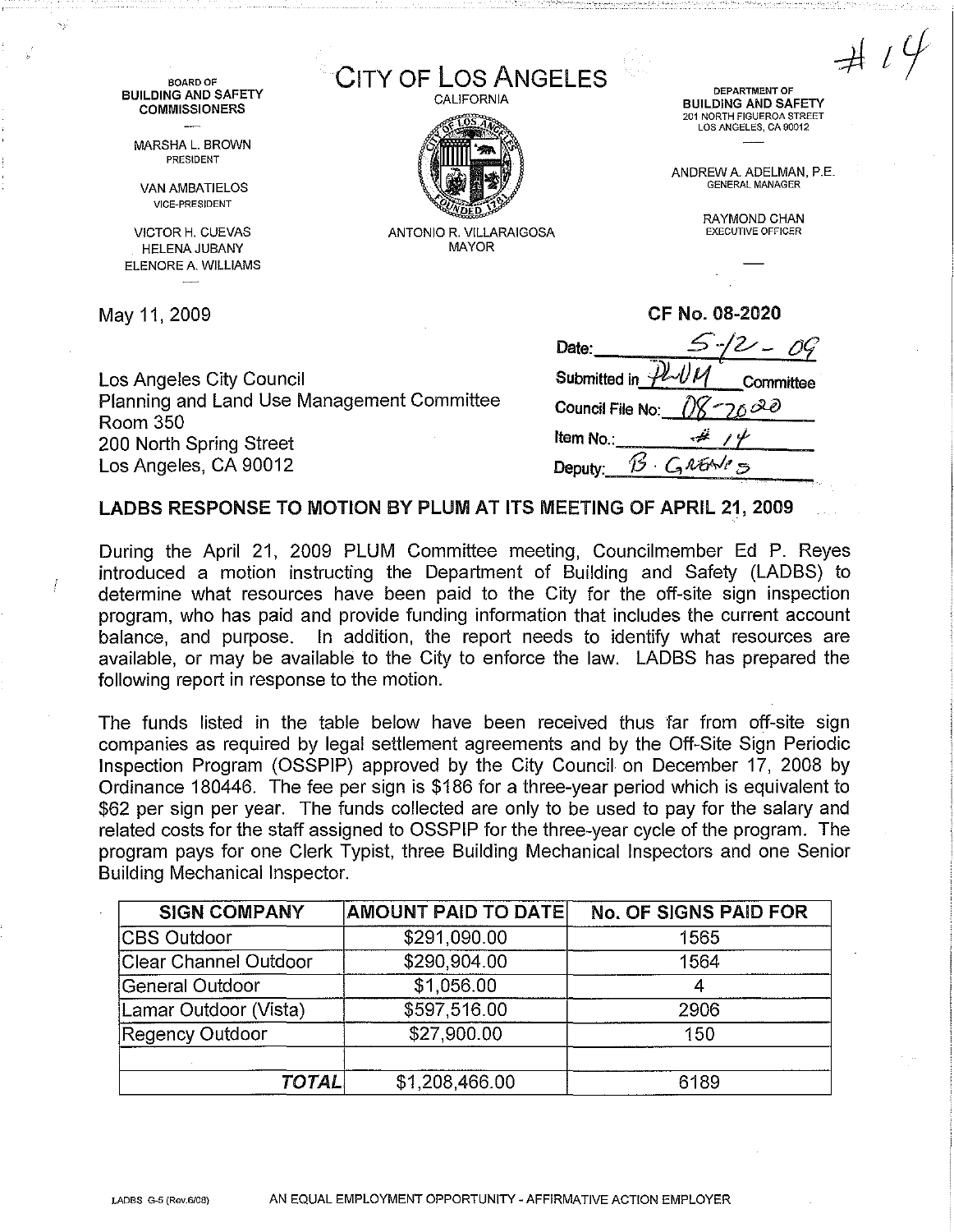#14

BOARD OF
**BUILDING AND SAFETY COMMISSIONERS**

MARSHA L. BROWN
PRESIDENT

VAN AMBATIELOS
VICE-PRESIDENT

VICTOR H. CUEVAS
HELENA JUBANY
ELENORE A. WILLIAMS

# CITY OF LOS ANGELES

CALIFORNIA

ANTONIO R. VILLARAIGOSA
MAYOR

DEPARTMENT OF
**BUILDING AND SAFETY**
201 NORTH FIGUEROA STREET
LOS ANGELES, CA 90012

ANDREW A. ADELMAN, P.E.
GENERAL MANAGER

RAYMOND CHAN
EXECUTIVE OFFICER

May 11, 2009

**CF No. 08-2020**

Date: 5-12-09
Submitted in PLUM Committee
Council File No: 08-2020
Item No.: #14
Deputy: B. Greaves

Los Angeles City Council
Planning and Land Use Management Committee
Room 350
200 North Spring Street
Los Angeles, CA 90012

## LADBS RESPONSE TO MOTION BY PLUM AT ITS MEETING OF APRIL 21, 2009

During the April 21, 2009 PLUM Committee meeting, Councilmember Ed P. Reyes introduced a motion instructing the Department of Building and Safety (LADBS) to determine what resources have been paid to the City for the off-site sign inspection program, who has paid and provide funding information that includes the current account balance, and purpose. In addition, the report needs to identify what resources are available, or may be available to the City to enforce the law. LADBS has prepared the following report in response to the motion.

The funds listed in the table below have been received thus far from off-site sign companies as required by legal settlement agreements and by the Off-Site Sign Periodic Inspection Program (OSSPIP) approved by the City Council on December 17, 2008 by Ordinance 180446. The fee per sign is $186 for a three-year period which is equivalent to $62 per sign per year. The funds collected are only to be used to pay for the salary and related costs for the staff assigned to OSSPIP for the three-year cycle of the program. The program pays for one Clerk Typist, three Building Mechanical Inspectors and one Senior Building Mechanical Inspector.

| SIGN COMPANY | AMOUNT PAID TO DATE | No. OF SIGNS PAID FOR |
|---|---|---|
| CBS Outdoor | $291,090.00 | 1565 |
| Clear Channel Outdoor | $290,904.00 | 1564 |
| General Outdoor | $1,056.00 | 4 |
| Lamar Outdoor (Vista) | $597,516.00 | 2906 |
| Regency Outdoor | $27,900.00 | 150 |
| | | |
| ***TOTAL*** | $1,208,466.00 | 6189 |

LADBS G-5 (Rev.6/08) AN EQUAL EMPLOYMENT OPPORTUNITY - AFFIRMATIVE ACTION EMPLOYER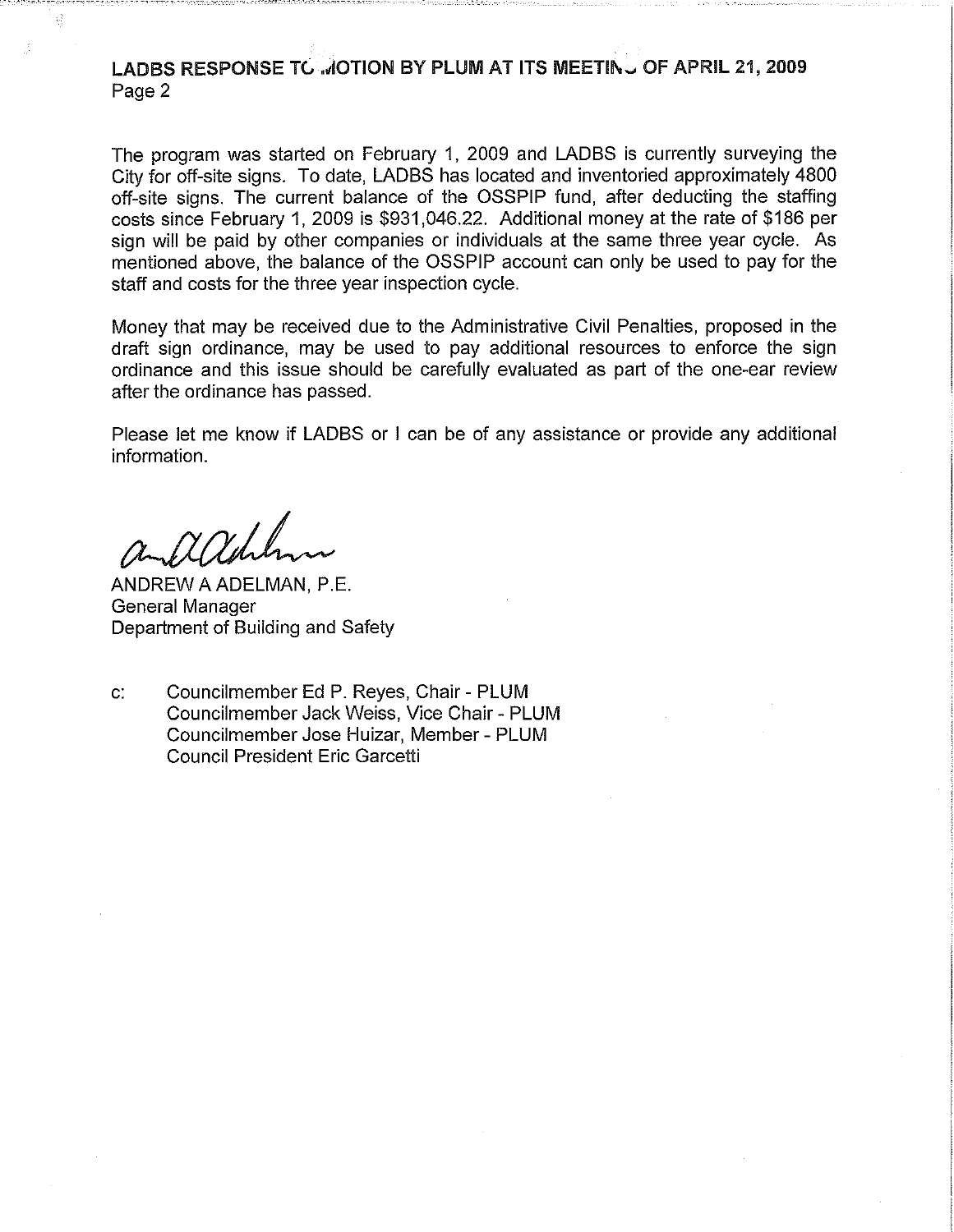The program was started on February 1, 2009 and LADBS is currently surveying the City for off-site signs. To date, LADBS has located and inventoried approximately 4800 off-site signs. The current balance of the OSSPIP fund, after deducting the staffing costs since February 1, 2009 is $931,046.22. Additional money at the rate of $186 per sign will be paid by other companies or individuals at the same three year cycle. As mentioned above, the balance of the OSSPIP account can only be used to pay for the staff and costs for the three year inspection cycle.

Money that may be received due to the Administrative Civil Penalties, proposed in the draft sign ordinance, may be used to pay additional resources to enforce the sign ordinance and this issue should be carefully evaluated as part of the one-ear review after the ordinance has passed.

Please let me know if LADBS or I can be of any assistance or provide any additional information.

ANDREW A ADELMAN, P.E.
General Manager
Department of Building and Safety

c: Councilmember Ed P. Reyes, Chair - PLUM
Councilmember Jack Weiss, Vice Chair - PLUM
Councilmember Jose Huizar, Member - PLUM
Council President Eric Garcetti